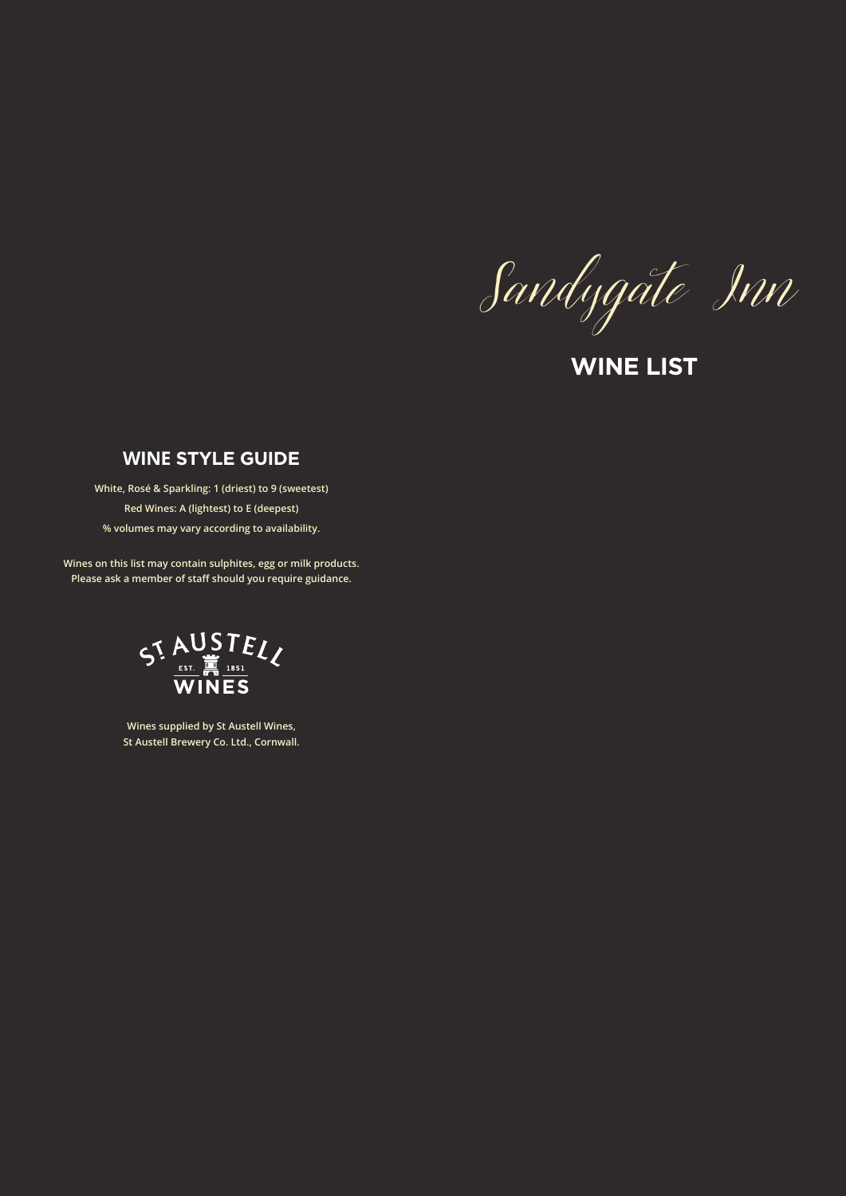# Sandygate Inn

## WINE LIST

### WINE STYLE GUIDE

White, Rosé & Sparkling: 1 (driest) to 9 (sweetest)

Red Wines: A (lightest) to E (deepest)

% volumes may vary according to availability.

Wines on this list may contain sulphites, egg or milk products.
Please ask a member of staff should you require guidance.

ST AUSTELL WINES EST. 1851

Wines supplied by St Austell Wines,
St Austell Brewery Co. Ltd., Cornwall.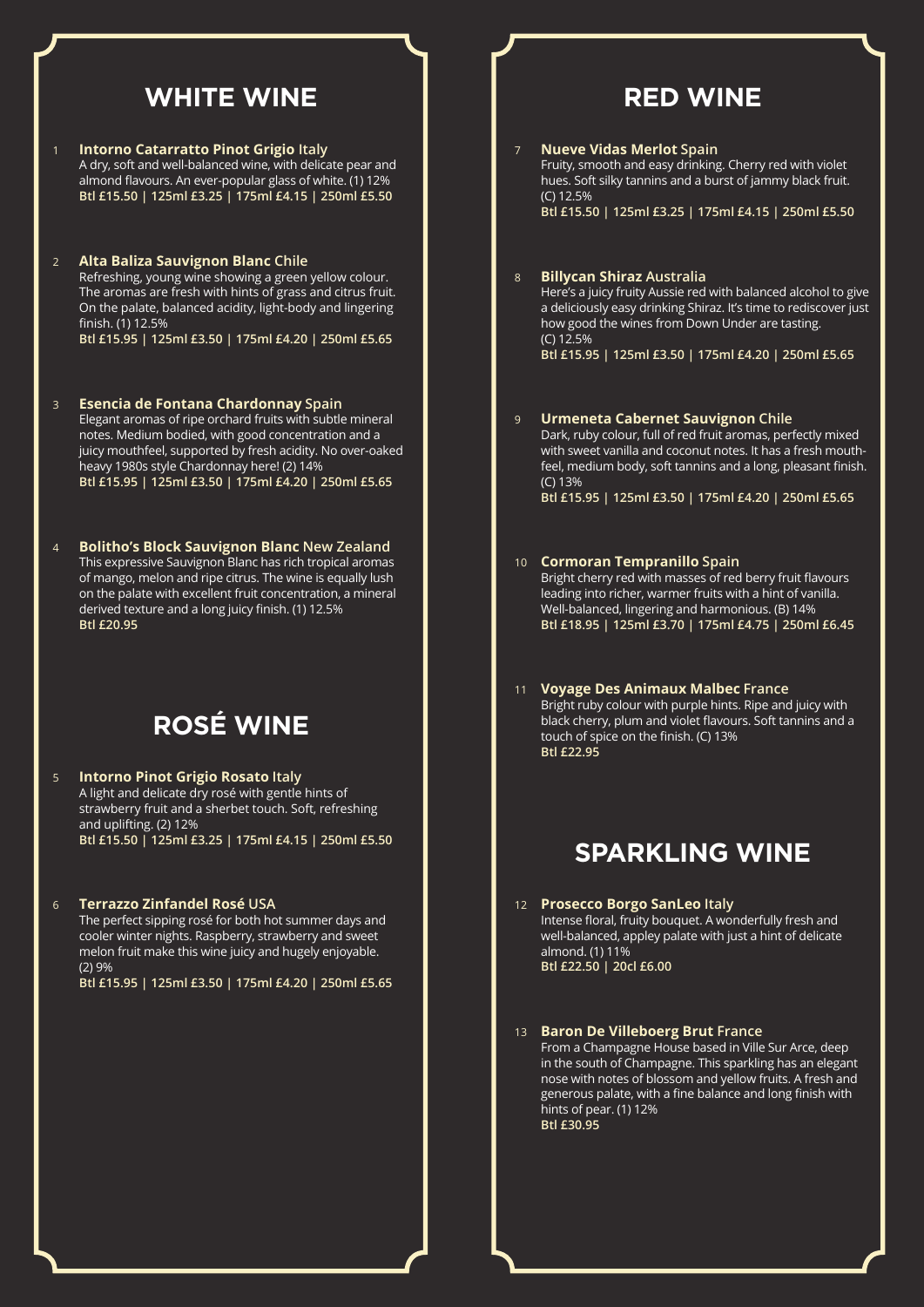## WHITE WINE

1 **Intorno Catarratto Pinot Grigio** Italy
A dry, soft and well-balanced wine, with delicate pear and almond flavours. An ever-popular glass of white. (1) 12%
**Btl £15.50 | 125ml £3.25 | 175ml £4.15 | 250ml £5.50**

2 **Alta Baliza Sauvignon Blanc** Chile
Refreshing, young wine showing a green yellow colour. The aromas are fresh with hints of grass and citrus fruit. On the palate, balanced acidity, light-body and lingering finish. (1) 12.5%
**Btl £15.95 | 125ml £3.50 | 175ml £4.20 | 250ml £5.65**

3 **Esencia de Fontana Chardonnay** Spain
Elegant aromas of ripe orchard fruits with subtle mineral notes. Medium bodied, with good concentration and a juicy mouthfeel, supported by fresh acidity. No over-oaked heavy 1980s style Chardonnay here! (2) 14%
**Btl £15.95 | 125ml £3.50 | 175ml £4.20 | 250ml £5.65**

4 **Bolitho's Block Sauvignon Blanc** New Zealand
This expressive Sauvignon Blanc has rich tropical aromas of mango, melon and ripe citrus. The wine is equally lush on the palate with excellent fruit concentration, a mineral derived texture and a long juicy finish. (1) 12.5%
**Btl £20.95**

## ROSÉ WINE

5 **Intorno Pinot Grigio Rosato** Italy
A light and delicate dry rosé with gentle hints of strawberry fruit and a sherbet touch. Soft, refreshing and uplifting. (2) 12%
**Btl £15.50 | 125ml £3.25 | 175ml £4.15 | 250ml £5.50**

6 **Terrazzo Zinfandel Rosé** USA
The perfect sipping rosé for both hot summer days and cooler winter nights. Raspberry, strawberry and sweet melon fruit make this wine juicy and hugely enjoyable. (2) 9%
**Btl £15.95 | 125ml £3.50 | 175ml £4.20 | 250ml £5.65**

## RED WINE

7 **Nueve Vidas Merlot** Spain
Fruity, smooth and easy drinking. Cherry red with violet hues. Soft silky tannins and a burst of jammy black fruit. (C) 12.5%
**Btl £15.50 | 125ml £3.25 | 175ml £4.15 | 250ml £5.50**

8 **Billycan Shiraz** Australia
Here's a juicy fruity Aussie red with balanced alcohol to give a deliciously easy drinking Shiraz. It's time to rediscover just how good the wines from Down Under are tasting. (C) 12.5%
**Btl £15.95 | 125ml £3.50 | 175ml £4.20 | 250ml £5.65**

9 **Urmeneta Cabernet Sauvignon** Chile
Dark, ruby colour, full of red fruit aromas, perfectly mixed with sweet vanilla and coconut notes. It has a fresh mouth-feel, medium body, soft tannins and a long, pleasant finish. (C) 13%
**Btl £15.95 | 125ml £3.50 | 175ml £4.20 | 250ml £5.65**

10 **Cormoran Tempranillo** Spain
Bright cherry red with masses of red berry fruit flavours leading into richer, warmer fruits with a hint of vanilla. Well-balanced, lingering and harmonious. (B) 14%
**Btl £18.95 | 125ml £3.70 | 175ml £4.75 | 250ml £6.45**

11 **Voyage Des Animaux Malbec** France
Bright ruby colour with purple hints. Ripe and juicy with black cherry, plum and violet flavours. Soft tannins and a touch of spice on the finish. (C) 13%
**Btl £22.95**

## SPARKLING WINE

12 **Prosecco Borgo SanLeo** Italy
Intense floral, fruity bouquet. A wonderfully fresh and well-balanced, appley palate with just a hint of delicate almond. (1) 11%
**Btl £22.50 | 20cl £6.00**

13 **Baron De Villeboerg Brut** France
From a Champagne House based in Ville Sur Arce, deep in the south of Champagne. This sparkling has an elegant nose with notes of blossom and yellow fruits. A fresh and generous palate, with a fine balance and long finish with hints of pear. (1) 12%
**Btl £30.95**